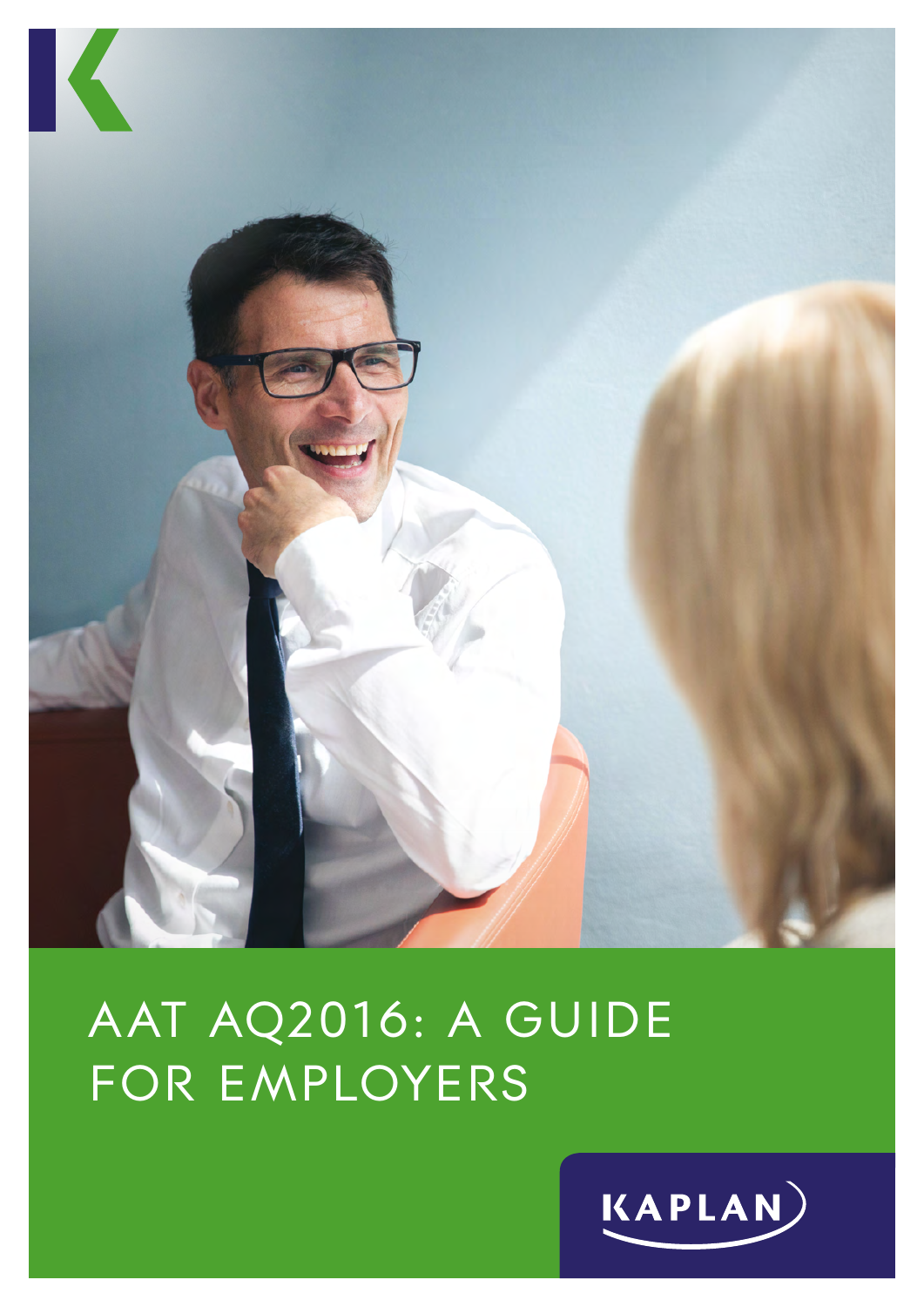# AAT AQ2016: A GUIDE FOR EMPLOYERS

KAPLAN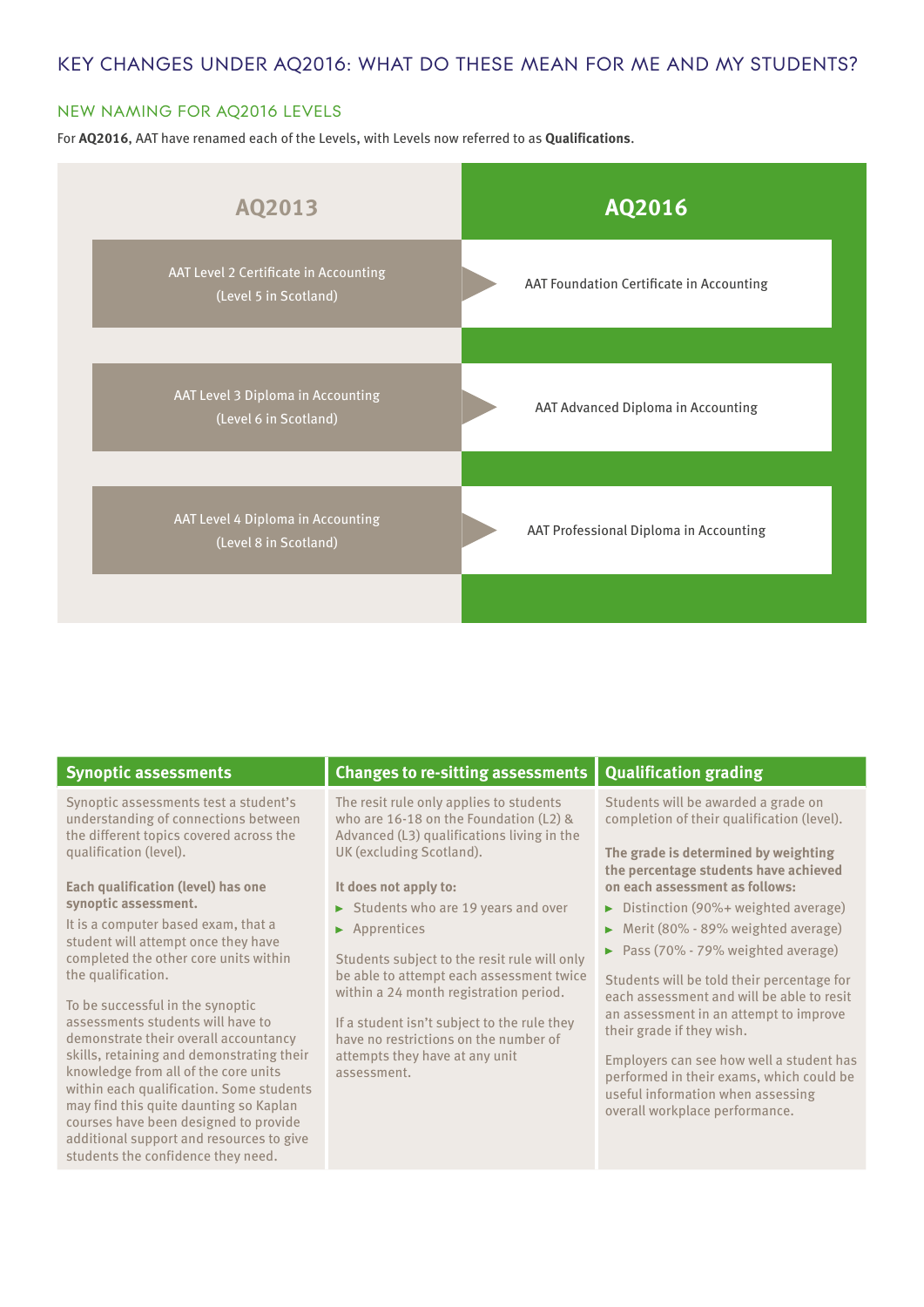# KEY CHANGES UNDER AQ2016: WHAT DO THESE MEAN FOR ME AND MY STUDENTS?

## NEW NAMING FOR AQ2016 LEVELS

For **AQ2016**, AAT have renamed each of the Levels, with Levels now referred to as **Qualifications**.

| AQ2013 | AQ2016 |
|---|---|
| AAT Level 2 Certificate in Accounting (Level 5 in Scotland) | AAT Foundation Certificate in Accounting |
| AAT Level 3 Diploma in Accounting (Level 6 in Scotland) | AAT Advanced Diploma in Accounting |
| AAT Level 4 Diploma in Accounting (Level 8 in Scotland) | AAT Professional Diploma in Accounting |

### Synoptic assessments

Synoptic assessments test a student's understanding of connections between the different topics covered across the qualification (level).

**Each qualification (level) has one synoptic assessment.**

It is a computer based exam, that a student will attempt once they have completed the other core units within the qualification.

To be successful in the synoptic assessments students will have to demonstrate their overall accountancy skills, retaining and demonstrating their knowledge from all of the core units within each qualification. Some students may find this quite daunting so Kaplan courses have been designed to provide additional support and resources to give students the confidence they need.

### Changes to re-sitting assessments

The resit rule only applies to students who are 16-18 on the Foundation (L2) & Advanced (L3) qualifications living in the UK (excluding Scotland).

**It does not apply to:**

- Students who are 19 years and over
- Apprentices

Students subject to the resit rule will only be able to attempt each assessment twice within a 24 month registration period.

If a student isn't subject to the rule they have no restrictions on the number of attempts they have at any unit assessment.

### Qualification grading

Students will be awarded a grade on completion of their qualification (level).

**The grade is determined by weighting the percentage students have achieved on each assessment as follows:**

- Distinction (90%+ weighted average)
- Merit (80% - 89% weighted average)
- Pass (70% - 79% weighted average)

Students will be told their percentage for each assessment and will be able to resit an assessment in an attempt to improve their grade if they wish.

Employers can see how well a student has performed in their exams, which could be useful information when assessing overall workplace performance.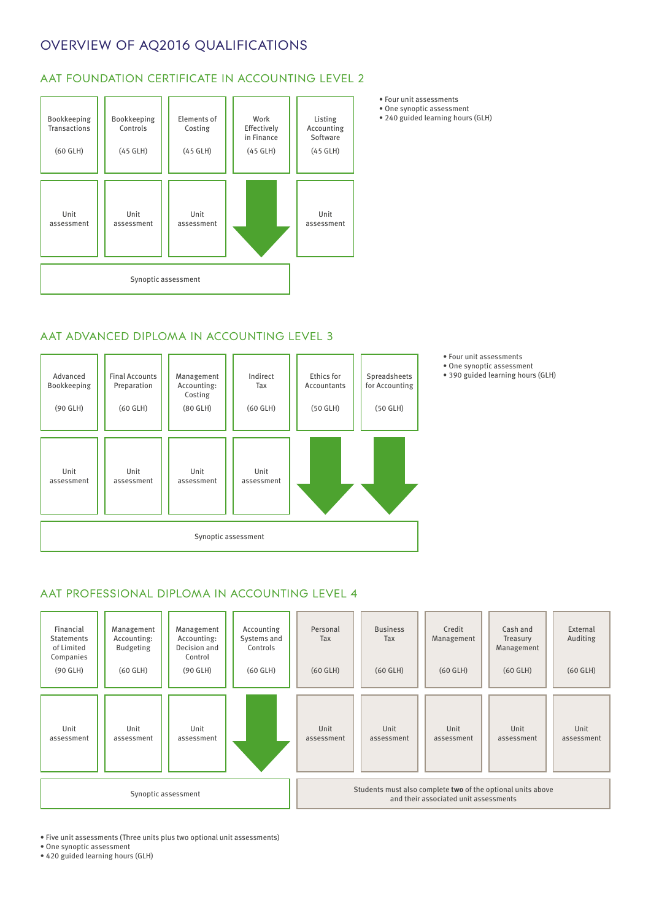# OVERVIEW OF AQ2016 QUALIFICATIONS

## AAT FOUNDATION CERTIFICATE IN ACCOUNTING LEVEL 2

| Bookkeeping Transactions (60 GLH) | Bookkeeping Controls (45 GLH) | Elements of Costing (45 GLH) | Work Effectively in Finance (45 GLH) | Listing Accounting Software (45 GLH) |
|---|---|---|---|---|
| Unit assessment | Unit assessment | Unit assessment | ↓ | Unit assessment |
| Synoptic assessment | | | | |

- Four unit assessments
- One synoptic assessment
- 240 guided learning hours (GLH)

## AAT ADVANCED DIPLOMA IN ACCOUNTING LEVEL 3

| Advanced Bookkeeping (90 GLH) | Final Accounts Preparation (60 GLH) | Management Accounting: Costing (80 GLH) | Indirect Tax (60 GLH) | Ethics for Accountants (50 GLH) | Spreadsheets for Accounting (50 GLH) |
|---|---|---|---|---|---|
| Unit assessment | Unit assessment | Unit assessment | Unit assessment | ↓ | ↓ |
| Synoptic assessment | | | | | |

- Four unit assessments
- One synoptic assessment
- 390 guided learning hours (GLH)

## AAT PROFESSIONAL DIPLOMA IN ACCOUNTING LEVEL 4

| Financial Statements of Limited Companies (90 GLH) | Management Accounting: Budgeting (60 GLH) | Management Accounting: Decision and Control (90 GLH) | Accounting Systems and Controls (60 GLH) | Personal Tax (60 GLH) | Business Tax (60 GLH) | Credit Management (60 GLH) | Cash and Treasury Management (60 GLH) | External Auditing (60 GLH) |
|---|---|---|---|---|---|---|---|---|
| Unit assessment | Unit assessment | Unit assessment | ↓ | Unit assessment | Unit assessment | Unit assessment | Unit assessment | Unit assessment |
| Synoptic assessment | | | | Students must also complete **two** of the optional units above and their associated unit assessments | | | | |

- Five unit assessments (Three units plus two optional unit assessments)
- One synoptic assessment
- 420 guided learning hours (GLH)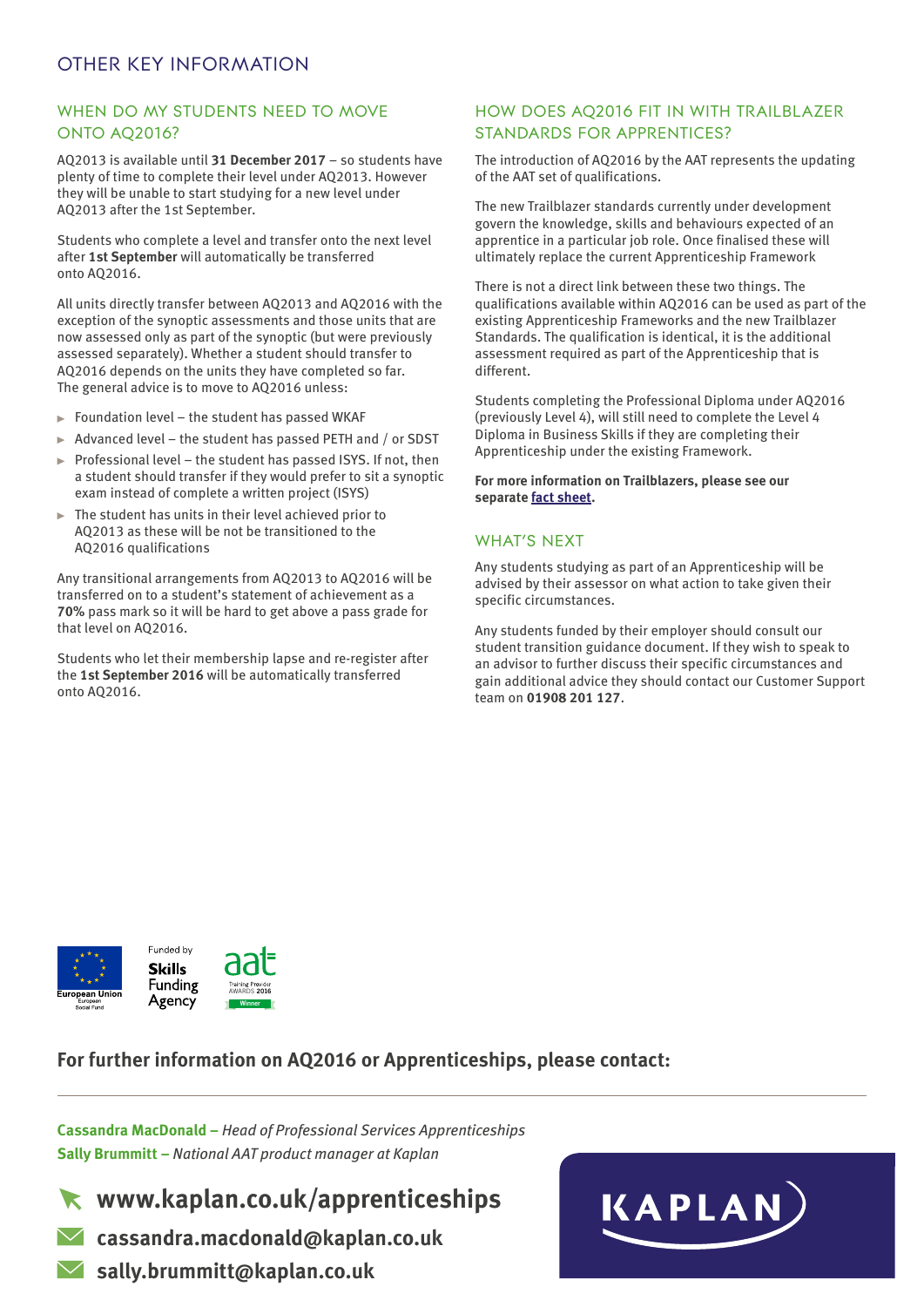# OTHER KEY INFORMATION

## WHEN DO MY STUDENTS NEED TO MOVE ONTO AQ2016?

AQ2013 is available until **31 December 2017** – so students have plenty of time to complete their level under AQ2013. However they will be unable to start studying for a new level under AQ2013 after the 1st September.

Students who complete a level and transfer onto the next level after **1st September** will automatically be transferred onto AQ2016.

All units directly transfer between AQ2013 and AQ2016 with the exception of the synoptic assessments and those units that are now assessed only as part of the synoptic (but were previously assessed separately). Whether a student should transfer to AQ2016 depends on the units they have completed so far. The general advice is to move to AQ2016 unless:

- Foundation level – the student has passed WKAF
- Advanced level – the student has passed PETH and / or SDST
- Professional level – the student has passed ISYS. If not, then a student should transfer if they would prefer to sit a synoptic exam instead of complete a written project (ISYS)
- The student has units in their level achieved prior to AQ2013 as these will be not be transitioned to the AQ2016 qualifications

Any transitional arrangements from AQ2013 to AQ2016 will be transferred on to a student's statement of achievement as a **70%** pass mark so it will be hard to get above a pass grade for that level on AQ2016.

Students who let their membership lapse and re-register after the **1st September 2016** will be automatically transferred onto AQ2016.

## HOW DOES AQ2016 FIT IN WITH TRAILBLAZER STANDARDS FOR APPRENTICES?

The introduction of AQ2016 by the AAT represents the updating of the AAT set of qualifications.

The new Trailblazer standards currently under development govern the knowledge, skills and behaviours expected of an apprentice in a particular job role. Once finalised these will ultimately replace the current Apprenticeship Framework

There is not a direct link between these two things. The qualifications available within AQ2016 can be used as part of the existing Apprenticeship Frameworks and the new Trailblazer Standards. The qualification is identical, it is the additional assessment required as part of the Apprenticeship that is different.

Students completing the Professional Diploma under AQ2016 (previously Level 4), will still need to complete the Level 4 Diploma in Business Skills if they are completing their Apprenticeship under the existing Framework.

**For more information on Trailblazers, please see our separate fact sheet.**

## WHAT'S NEXT

Any students studying as part of an Apprenticeship will be advised by their assessor on what action to take given their specific circumstances.

Any students funded by their employer should consult our student transition guidance document. If they wish to speak to an advisor to further discuss their specific circumstances and gain additional advice they should contact our Customer Support team on **01908 201 127**.

European Union European Social Fund

Funded by Skills Funding Agency

aat Training Provider AWARDS 2016 Winner

## For further information on AQ2016 or Apprenticeships, please contact:

**Cassandra MacDonald** – *Head of Professional Services Apprenticeships*
**Sally Brummitt** – *National AAT product manager at Kaplan*

**www.kaplan.co.uk/apprenticeships**
**cassandra.macdonald@kaplan.co.uk**
**sally.brummitt@kaplan.co.uk**

KAPLAN